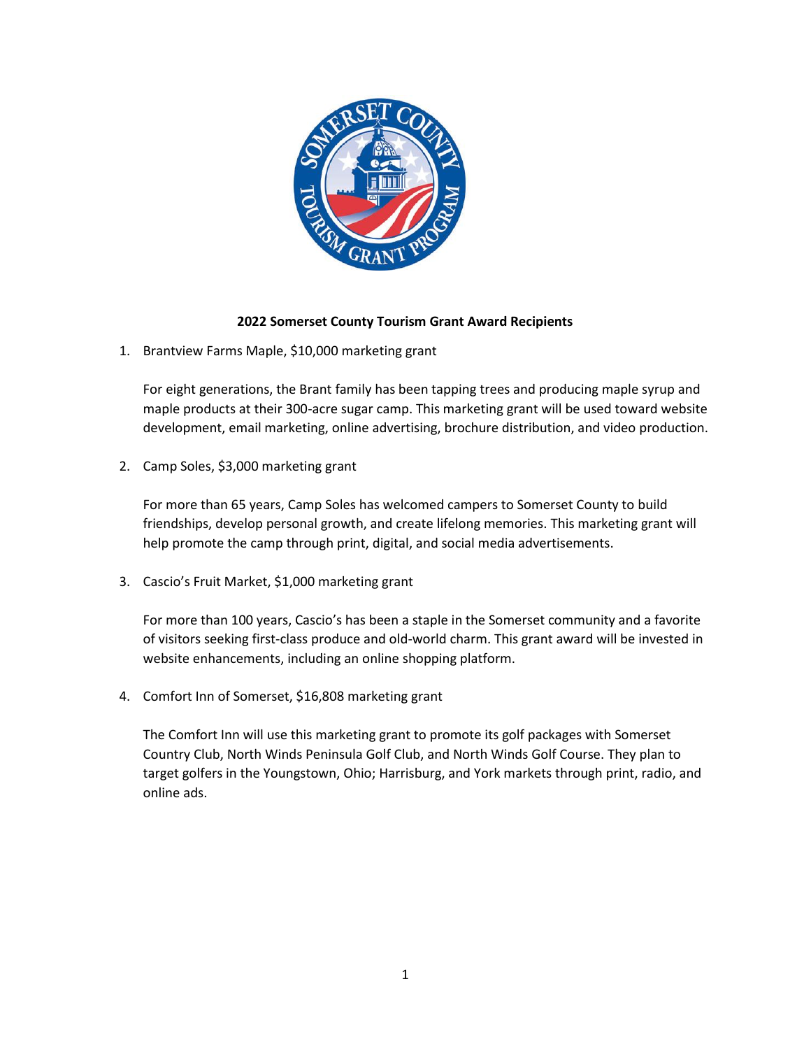**2022 Somerset County Tourism Grant Award Recipients**

1. Brantview Farms Maple, $10,000 marketing grant

   For eight generations, the Brant family has been tapping trees and producing maple syrup and maple products at their 300-acre sugar camp. This marketing grant will be used toward website development, email marketing, online advertising, brochure distribution, and video production.

2. Camp Soles, $3,000 marketing grant

   For more than 65 years, Camp Soles has welcomed campers to Somerset County to build friendships, develop personal growth, and create lifelong memories. This marketing grant will help promote the camp through print, digital, and social media advertisements.

3. Cascio's Fruit Market, $1,000 marketing grant

   For more than 100 years, Cascio's has been a staple in the Somerset community and a favorite of visitors seeking first-class produce and old-world charm. This grant award will be invested in website enhancements, including an online shopping platform.

4. Comfort Inn of Somerset, $16,808 marketing grant

   The Comfort Inn will use this marketing grant to promote its golf packages with Somerset Country Club, North Winds Peninsula Golf Club, and North Winds Golf Course. They plan to target golfers in the Youngstown, Ohio; Harrisburg, and York markets through print, radio, and online ads.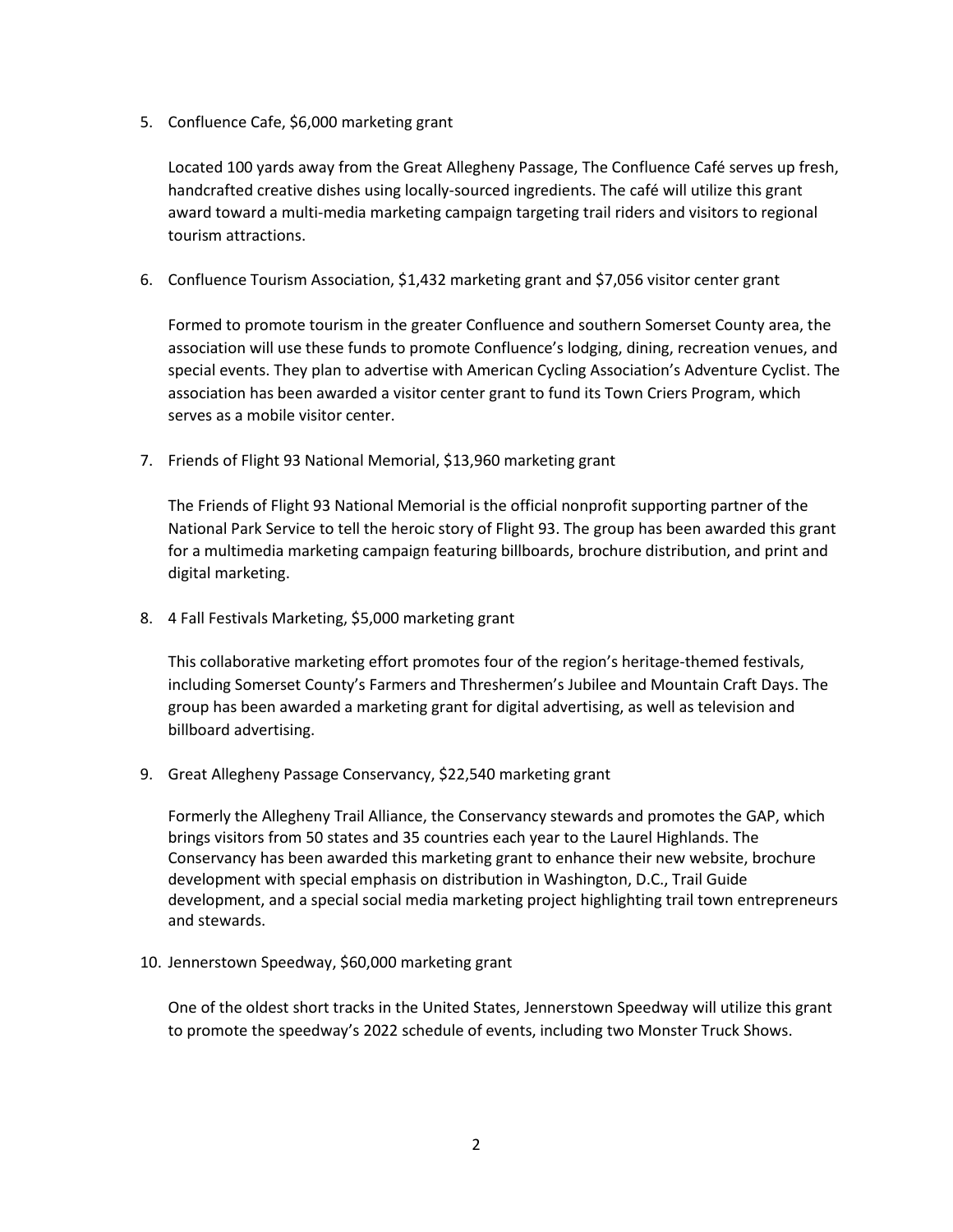5. Confluence Cafe, $6,000 marketing grant

   Located 100 yards away from the Great Allegheny Passage, The Confluence Café serves up fresh, handcrafted creative dishes using locally-sourced ingredients. The café will utilize this grant award toward a multi-media marketing campaign targeting trail riders and visitors to regional tourism attractions.

6. Confluence Tourism Association, $1,432 marketing grant and $7,056 visitor center grant

   Formed to promote tourism in the greater Confluence and southern Somerset County area, the association will use these funds to promote Confluence's lodging, dining, recreation venues, and special events. They plan to advertise with American Cycling Association's Adventure Cyclist. The association has been awarded a visitor center grant to fund its Town Criers Program, which serves as a mobile visitor center.

7. Friends of Flight 93 National Memorial, $13,960 marketing grant

   The Friends of Flight 93 National Memorial is the official nonprofit supporting partner of the National Park Service to tell the heroic story of Flight 93. The group has been awarded this grant for a multimedia marketing campaign featuring billboards, brochure distribution, and print and digital marketing.

8. 4 Fall Festivals Marketing, $5,000 marketing grant

   This collaborative marketing effort promotes four of the region's heritage-themed festivals, including Somerset County's Farmers and Threshermen's Jubilee and Mountain Craft Days. The group has been awarded a marketing grant for digital advertising, as well as television and billboard advertising.

9. Great Allegheny Passage Conservancy, $22,540 marketing grant

   Formerly the Allegheny Trail Alliance, the Conservancy stewards and promotes the GAP, which brings visitors from 50 states and 35 countries each year to the Laurel Highlands. The Conservancy has been awarded this marketing grant to enhance their new website, brochure development with special emphasis on distribution in Washington, D.C., Trail Guide development, and a special social media marketing project highlighting trail town entrepreneurs and stewards.

10. Jennerstown Speedway, $60,000 marketing grant

    One of the oldest short tracks in the United States, Jennerstown Speedway will utilize this grant to promote the speedway's 2022 schedule of events, including two Monster Truck Shows.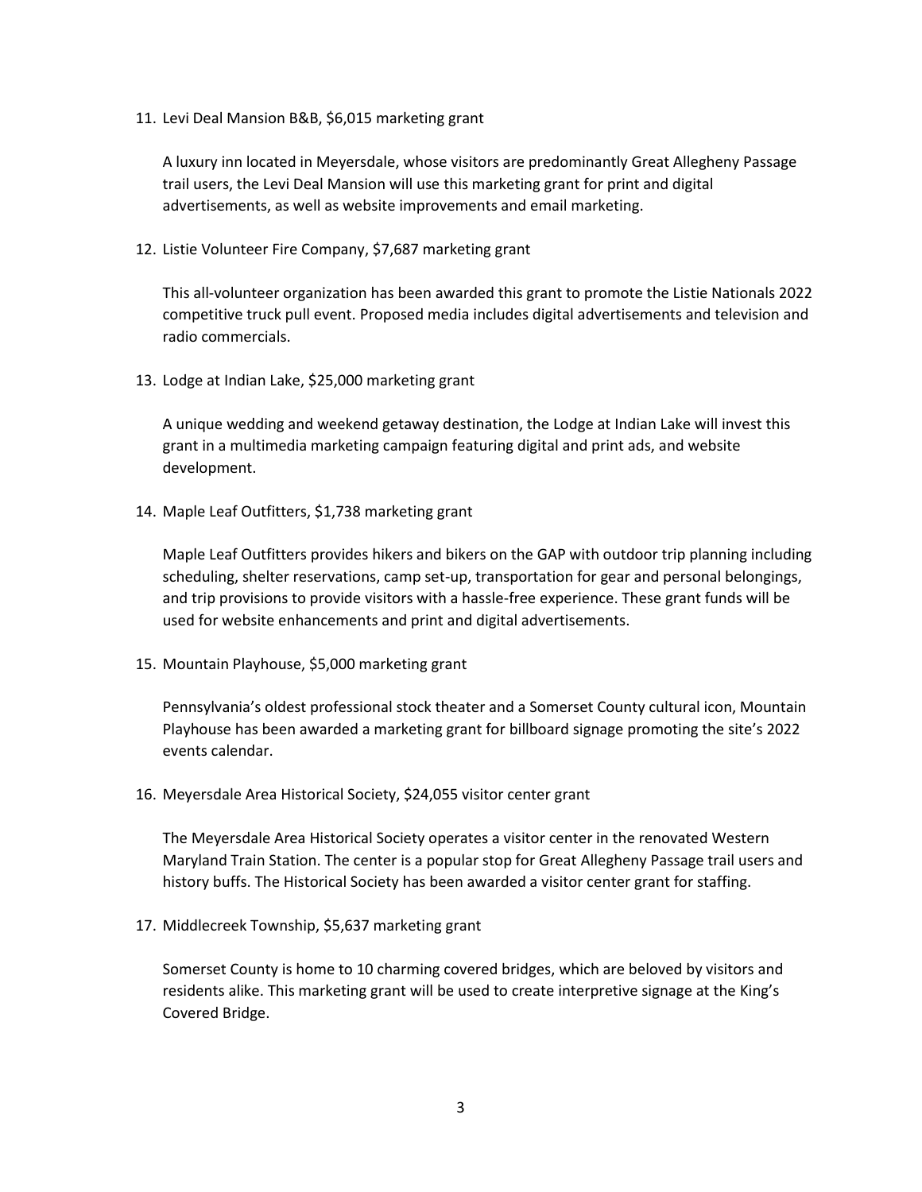11. Levi Deal Mansion B&B, $6,015 marketing grant

    A luxury inn located in Meyersdale, whose visitors are predominantly Great Allegheny Passage trail users, the Levi Deal Mansion will use this marketing grant for print and digital advertisements, as well as website improvements and email marketing.

12. Listie Volunteer Fire Company, $7,687 marketing grant

    This all-volunteer organization has been awarded this grant to promote the Listie Nationals 2022 competitive truck pull event. Proposed media includes digital advertisements and television and radio commercials.

13. Lodge at Indian Lake, $25,000 marketing grant

    A unique wedding and weekend getaway destination, the Lodge at Indian Lake will invest this grant in a multimedia marketing campaign featuring digital and print ads, and website development.

14. Maple Leaf Outfitters, $1,738 marketing grant

    Maple Leaf Outfitters provides hikers and bikers on the GAP with outdoor trip planning including scheduling, shelter reservations, camp set-up, transportation for gear and personal belongings, and trip provisions to provide visitors with a hassle-free experience. These grant funds will be used for website enhancements and print and digital advertisements.

15. Mountain Playhouse, $5,000 marketing grant

    Pennsylvania's oldest professional stock theater and a Somerset County cultural icon, Mountain Playhouse has been awarded a marketing grant for billboard signage promoting the site's 2022 events calendar.

16. Meyersdale Area Historical Society, $24,055 visitor center grant

    The Meyersdale Area Historical Society operates a visitor center in the renovated Western Maryland Train Station. The center is a popular stop for Great Allegheny Passage trail users and history buffs. The Historical Society has been awarded a visitor center grant for staffing.

17. Middlecreek Township, $5,637 marketing grant

    Somerset County is home to 10 charming covered bridges, which are beloved by visitors and residents alike. This marketing grant will be used to create interpretive signage at the King's Covered Bridge.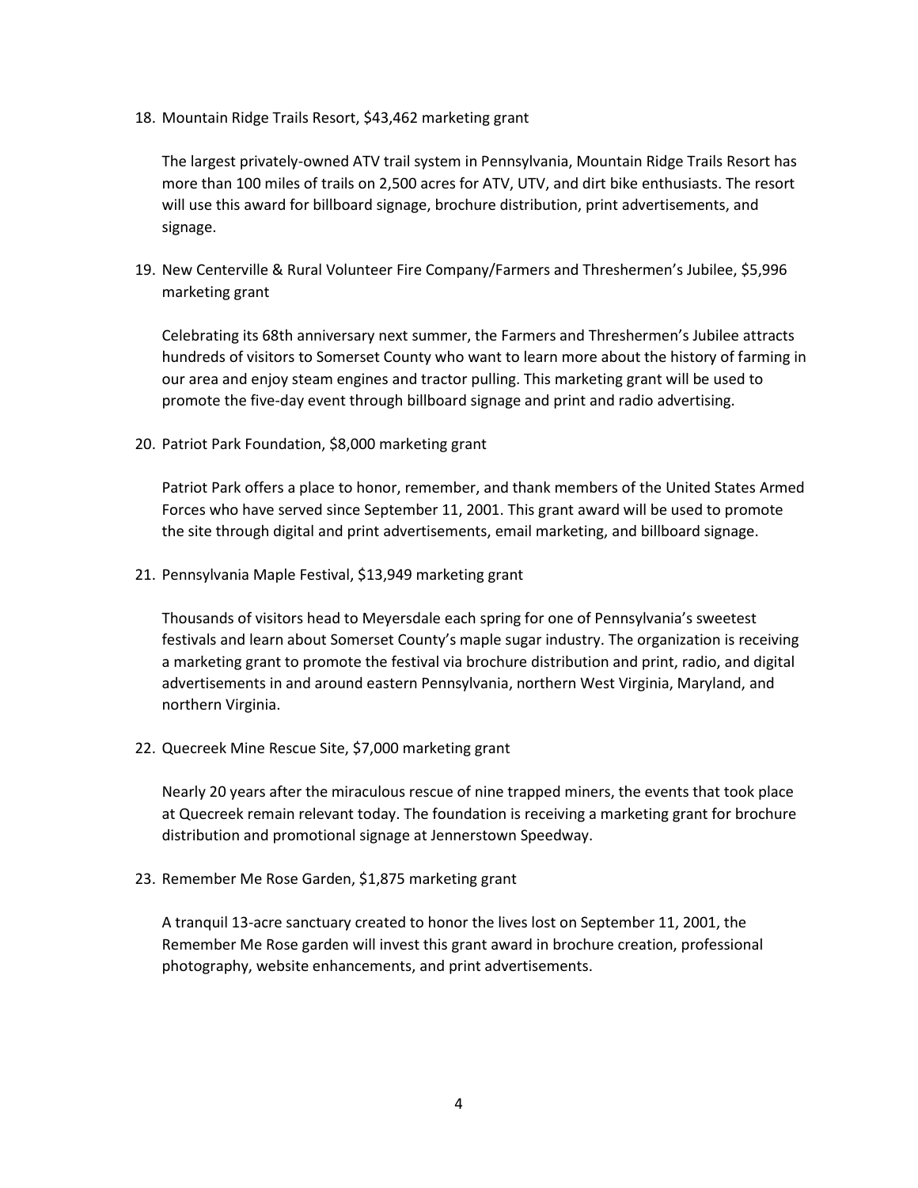18. Mountain Ridge Trails Resort, $43,462 marketing grant

    The largest privately-owned ATV trail system in Pennsylvania, Mountain Ridge Trails Resort has more than 100 miles of trails on 2,500 acres for ATV, UTV, and dirt bike enthusiasts. The resort will use this award for billboard signage, brochure distribution, print advertisements, and signage.

19. New Centerville & Rural Volunteer Fire Company/Farmers and Threshermen's Jubilee, $5,996 marketing grant

    Celebrating its 68th anniversary next summer, the Farmers and Threshermen's Jubilee attracts hundreds of visitors to Somerset County who want to learn more about the history of farming in our area and enjoy steam engines and tractor pulling. This marketing grant will be used to promote the five-day event through billboard signage and print and radio advertising.

20. Patriot Park Foundation, $8,000 marketing grant

    Patriot Park offers a place to honor, remember, and thank members of the United States Armed Forces who have served since September 11, 2001. This grant award will be used to promote the site through digital and print advertisements, email marketing, and billboard signage.

21. Pennsylvania Maple Festival, $13,949 marketing grant

    Thousands of visitors head to Meyersdale each spring for one of Pennsylvania's sweetest festivals and learn about Somerset County's maple sugar industry. The organization is receiving a marketing grant to promote the festival via brochure distribution and print, radio, and digital advertisements in and around eastern Pennsylvania, northern West Virginia, Maryland, and northern Virginia.

22. Quecreek Mine Rescue Site, $7,000 marketing grant

    Nearly 20 years after the miraculous rescue of nine trapped miners, the events that took place at Quecreek remain relevant today. The foundation is receiving a marketing grant for brochure distribution and promotional signage at Jennerstown Speedway.

23. Remember Me Rose Garden, $1,875 marketing grant

    A tranquil 13-acre sanctuary created to honor the lives lost on September 11, 2001, the Remember Me Rose garden will invest this grant award in brochure creation, professional photography, website enhancements, and print advertisements.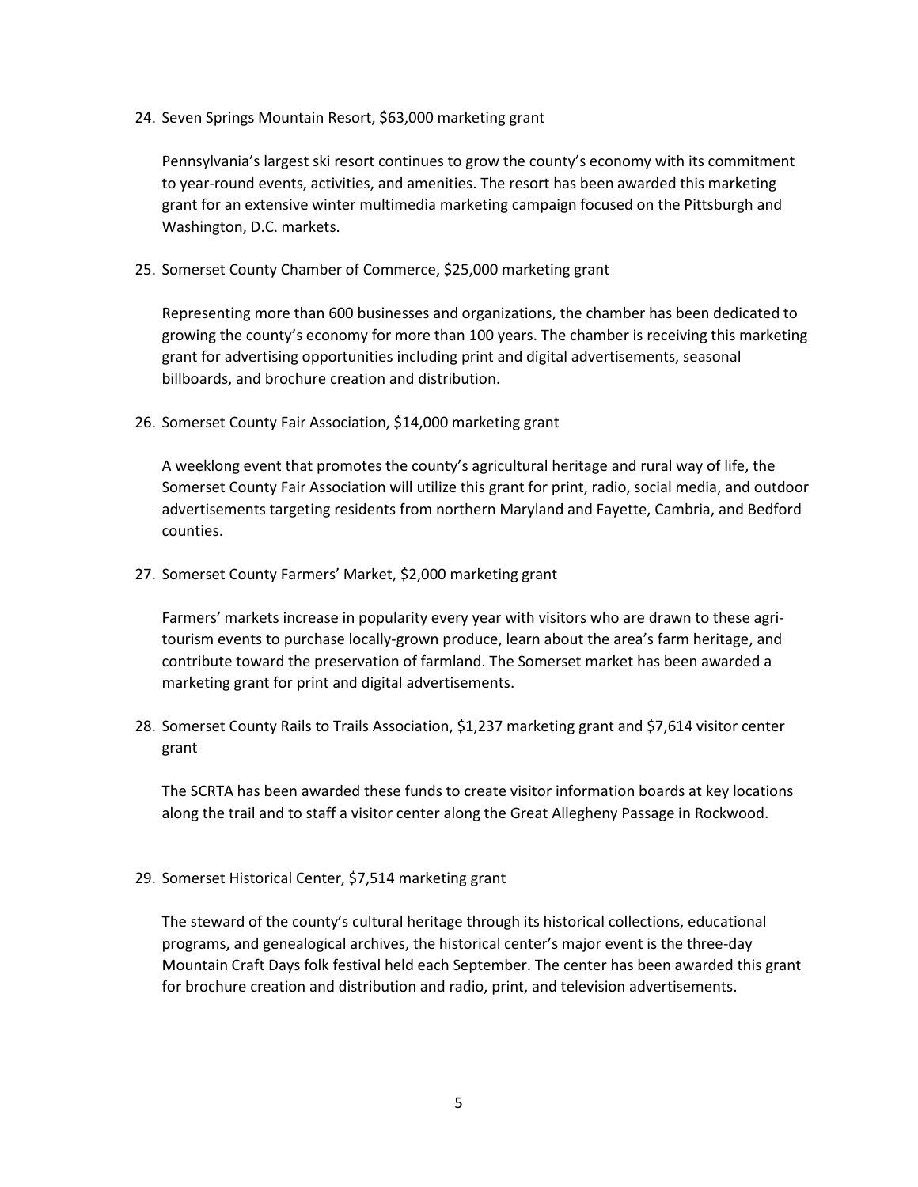24. Seven Springs Mountain Resort, $63,000 marketing grant

    Pennsylvania's largest ski resort continues to grow the county's economy with its commitment to year-round events, activities, and amenities. The resort has been awarded this marketing grant for an extensive winter multimedia marketing campaign focused on the Pittsburgh and Washington, D.C. markets.

25. Somerset County Chamber of Commerce, $25,000 marketing grant

    Representing more than 600 businesses and organizations, the chamber has been dedicated to growing the county's economy for more than 100 years. The chamber is receiving this marketing grant for advertising opportunities including print and digital advertisements, seasonal billboards, and brochure creation and distribution.

26. Somerset County Fair Association, $14,000 marketing grant

    A weeklong event that promotes the county's agricultural heritage and rural way of life, the Somerset County Fair Association will utilize this grant for print, radio, social media, and outdoor advertisements targeting residents from northern Maryland and Fayette, Cambria, and Bedford counties.

27. Somerset County Farmers' Market, $2,000 marketing grant

    Farmers' markets increase in popularity every year with visitors who are drawn to these agri-tourism events to purchase locally-grown produce, learn about the area's farm heritage, and contribute toward the preservation of farmland. The Somerset market has been awarded a marketing grant for print and digital advertisements.

28. Somerset County Rails to Trails Association, $1,237 marketing grant and $7,614 visitor center grant

    The SCRTA has been awarded these funds to create visitor information boards at key locations along the trail and to staff a visitor center along the Great Allegheny Passage in Rockwood.

29. Somerset Historical Center, $7,514 marketing grant

    The steward of the county's cultural heritage through its historical collections, educational programs, and genealogical archives, the historical center's major event is the three-day Mountain Craft Days folk festival held each September. The center has been awarded this grant for brochure creation and distribution and radio, print, and television advertisements.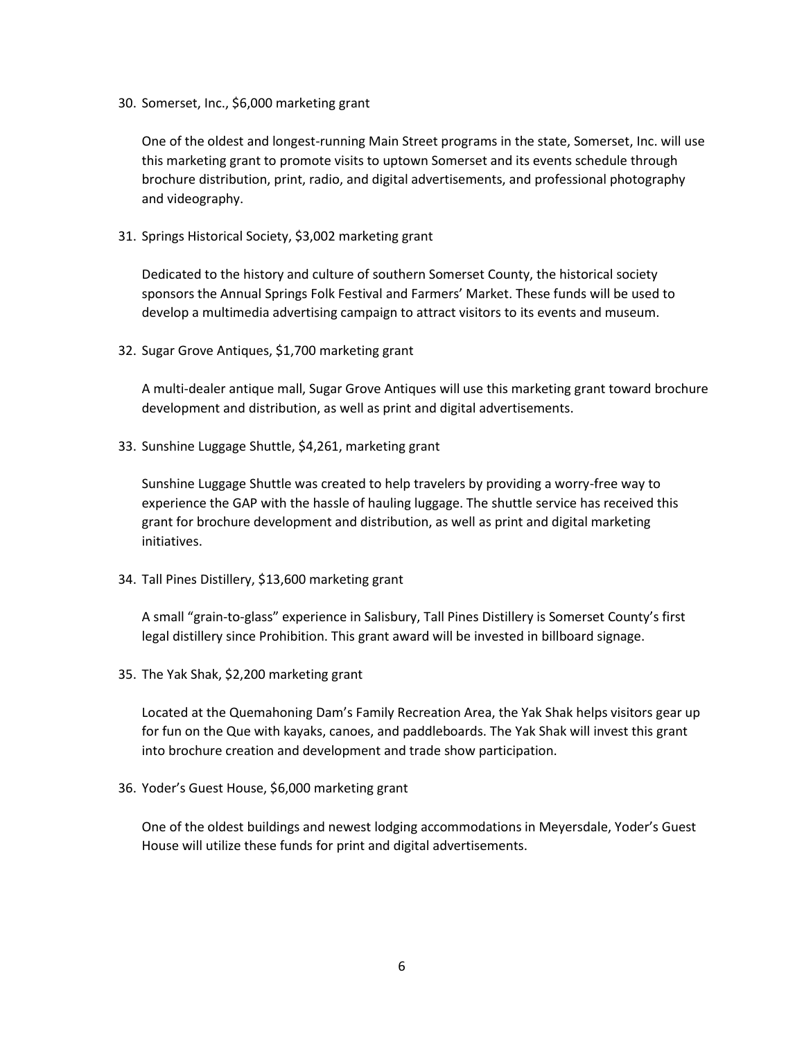30. Somerset, Inc., $6,000 marketing grant

    One of the oldest and longest-running Main Street programs in the state, Somerset, Inc. will use this marketing grant to promote visits to uptown Somerset and its events schedule through brochure distribution, print, radio, and digital advertisements, and professional photography and videography.

31. Springs Historical Society, $3,002 marketing grant

    Dedicated to the history and culture of southern Somerset County, the historical society sponsors the Annual Springs Folk Festival and Farmers' Market. These funds will be used to develop a multimedia advertising campaign to attract visitors to its events and museum.

32. Sugar Grove Antiques, $1,700 marketing grant

    A multi-dealer antique mall, Sugar Grove Antiques will use this marketing grant toward brochure development and distribution, as well as print and digital advertisements.

33. Sunshine Luggage Shuttle, $4,261, marketing grant

    Sunshine Luggage Shuttle was created to help travelers by providing a worry-free way to experience the GAP with the hassle of hauling luggage. The shuttle service has received this grant for brochure development and distribution, as well as print and digital marketing initiatives.

34. Tall Pines Distillery, $13,600 marketing grant

    A small "grain-to-glass" experience in Salisbury, Tall Pines Distillery is Somerset County's first legal distillery since Prohibition. This grant award will be invested in billboard signage.

35. The Yak Shak, $2,200 marketing grant

    Located at the Quemahoning Dam's Family Recreation Area, the Yak Shak helps visitors gear up for fun on the Que with kayaks, canoes, and paddleboards. The Yak Shak will invest this grant into brochure creation and development and trade show participation.

36. Yoder's Guest House, $6,000 marketing grant

    One of the oldest buildings and newest lodging accommodations in Meyersdale, Yoder's Guest House will utilize these funds for print and digital advertisements.